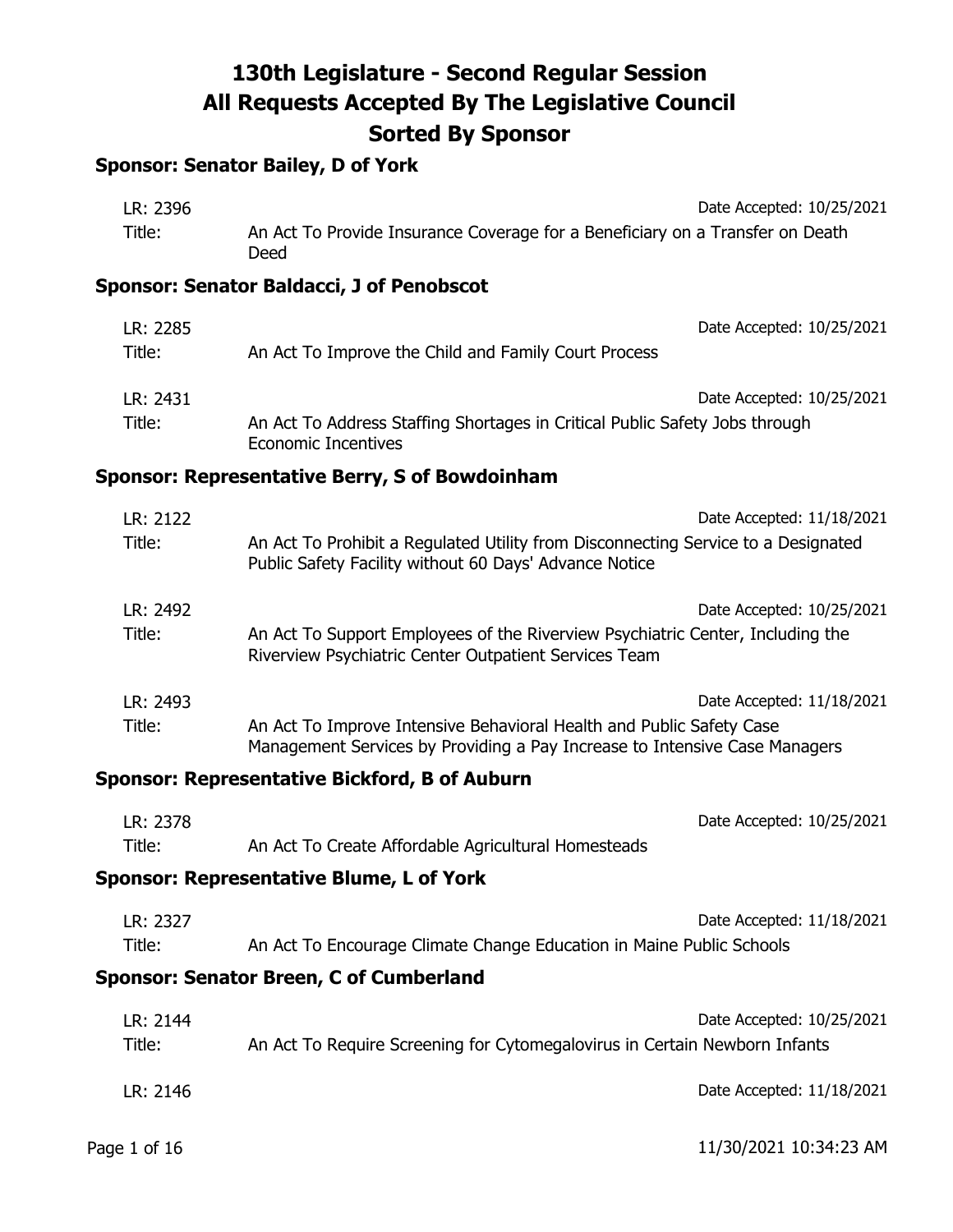# 130th Legislature - Second Regular Session
# All Requests Accepted By The Legislative Council
# Sorted By Sponsor

### Sponsor: Senator Bailey, D of York

LR: 2396 — Date Accepted: 10/25/2021
Title: An Act To Provide Insurance Coverage for a Beneficiary on a Transfer on Death Deed

### Sponsor: Senator Baldacci, J of Penobscot

LR: 2285 — Date Accepted: 10/25/2021
Title: An Act To Improve the Child and Family Court Process

LR: 2431 — Date Accepted: 10/25/2021
Title: An Act To Address Staffing Shortages in Critical Public Safety Jobs through Economic Incentives

### Sponsor: Representative Berry, S of Bowdoinham

LR: 2122 — Date Accepted: 11/18/2021
Title: An Act To Prohibit a Regulated Utility from Disconnecting Service to a Designated Public Safety Facility without 60 Days' Advance Notice

LR: 2492 — Date Accepted: 10/25/2021
Title: An Act To Support Employees of the Riverview Psychiatric Center, Including the Riverview Psychiatric Center Outpatient Services Team

LR: 2493 — Date Accepted: 11/18/2021
Title: An Act To Improve Intensive Behavioral Health and Public Safety Case Management Services by Providing a Pay Increase to Intensive Case Managers

### Sponsor: Representative Bickford, B of Auburn

LR: 2378 — Date Accepted: 10/25/2021
Title: An Act To Create Affordable Agricultural Homesteads

### Sponsor: Representative Blume, L of York

LR: 2327 — Date Accepted: 11/18/2021
Title: An Act To Encourage Climate Change Education in Maine Public Schools

### Sponsor: Senator Breen, C of Cumberland

LR: 2144 — Date Accepted: 10/25/2021
Title: An Act To Require Screening for Cytomegalovirus in Certain Newborn Infants

LR: 2146 — Date Accepted: 11/18/2021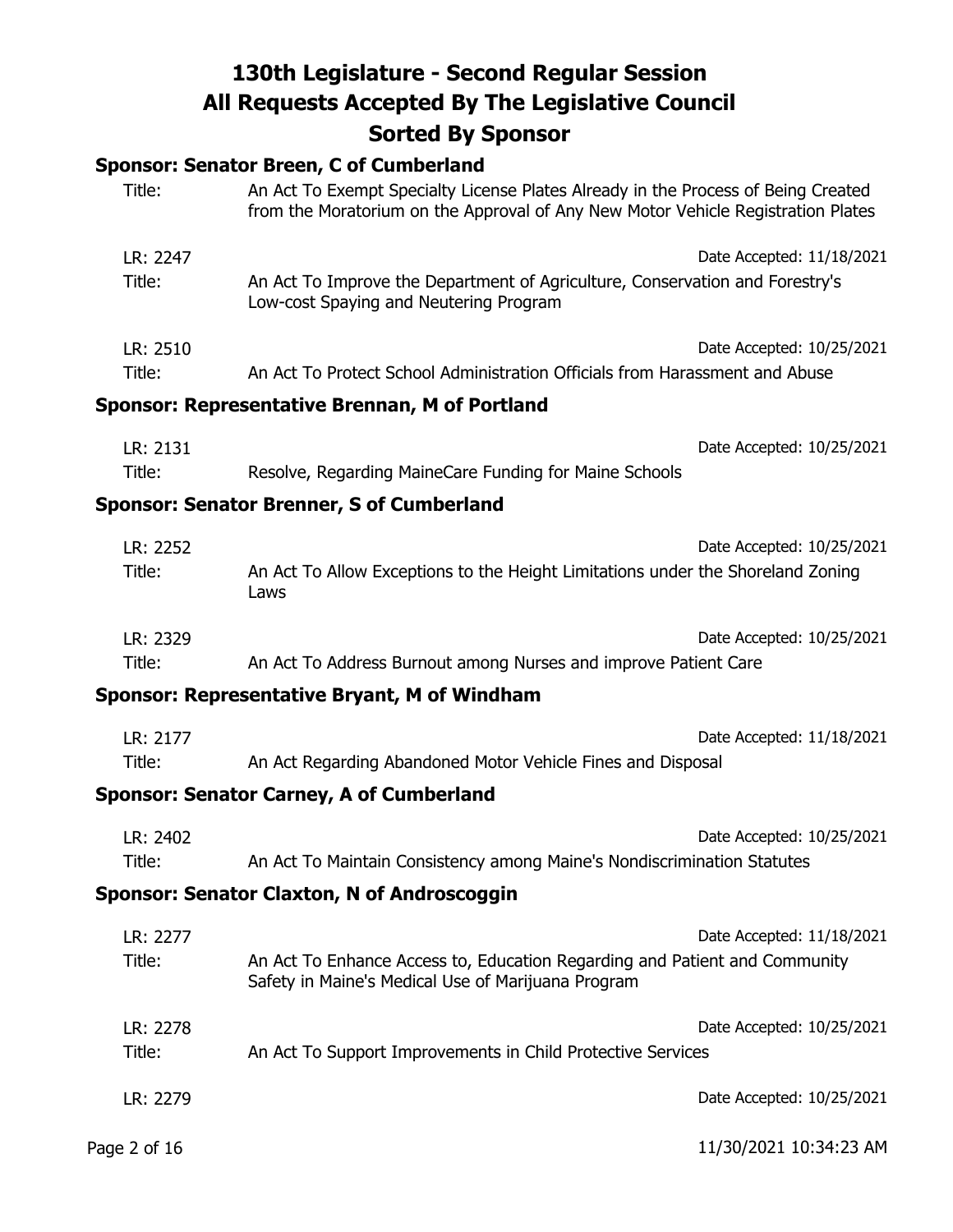# 130th Legislature - Second Regular Session
# All Requests Accepted By The Legislative Council
# Sorted By Sponsor

### Sponsor: Senator Breen, C of Cumberland

Title: An Act To Exempt Specialty License Plates Already in the Process of Being Created from the Moratorium on the Approval of Any New Motor Vehicle Registration Plates

LR: 2247 — Date Accepted: 11/18/2021
Title: An Act To Improve the Department of Agriculture, Conservation and Forestry's Low-cost Spaying and Neutering Program

LR: 2510 — Date Accepted: 10/25/2021
Title: An Act To Protect School Administration Officials from Harassment and Abuse

### Sponsor: Representative Brennan, M of Portland

LR: 2131 — Date Accepted: 10/25/2021
Title: Resolve, Regarding MaineCare Funding for Maine Schools

### Sponsor: Senator Brenner, S of Cumberland

LR: 2252 — Date Accepted: 10/25/2021
Title: An Act To Allow Exceptions to the Height Limitations under the Shoreland Zoning Laws

LR: 2329 — Date Accepted: 10/25/2021
Title: An Act To Address Burnout among Nurses and improve Patient Care

### Sponsor: Representative Bryant, M of Windham

LR: 2177 — Date Accepted: 11/18/2021
Title: An Act Regarding Abandoned Motor Vehicle Fines and Disposal

### Sponsor: Senator Carney, A of Cumberland

LR: 2402 — Date Accepted: 10/25/2021
Title: An Act To Maintain Consistency among Maine's Nondiscrimination Statutes

### Sponsor: Senator Claxton, N of Androscoggin

LR: 2277 — Date Accepted: 11/18/2021
Title: An Act To Enhance Access to, Education Regarding and Patient and Community Safety in Maine's Medical Use of Marijuana Program

LR: 2278 — Date Accepted: 10/25/2021
Title: An Act To Support Improvements in Child Protective Services

LR: 2279 — Date Accepted: 10/25/2021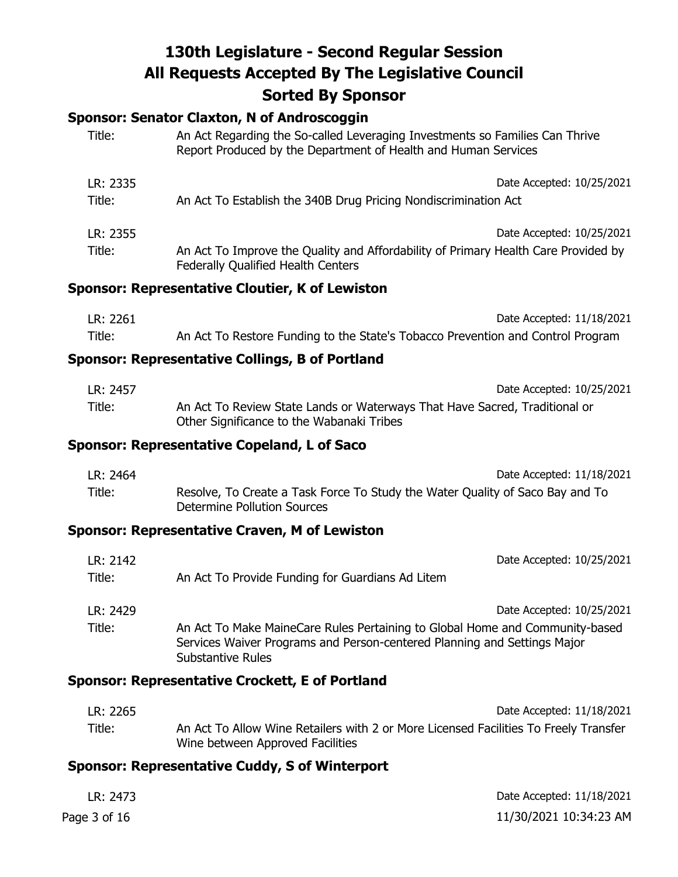# 130th Legislature - Second Regular Session
# All Requests Accepted By The Legislative Council
# Sorted By Sponsor

### Sponsor: Senator Claxton, N of Androscoggin

Title: An Act Regarding the So-called Leveraging Investments so Families Can Thrive Report Produced by the Department of Health and Human Services

LR: 2335 — Date Accepted: 10/25/2021

Title: An Act To Establish the 340B Drug Pricing Nondiscrimination Act

LR: 2355 — Date Accepted: 10/25/2021

Title: An Act To Improve the Quality and Affordability of Primary Health Care Provided by Federally Qualified Health Centers

### Sponsor: Representative Cloutier, K of Lewiston

LR: 2261 — Date Accepted: 11/18/2021

Title: An Act To Restore Funding to the State's Tobacco Prevention and Control Program

### Sponsor: Representative Collings, B of Portland

LR: 2457 — Date Accepted: 10/25/2021

Title: An Act To Review State Lands or Waterways That Have Sacred, Traditional or Other Significance to the Wabanaki Tribes

### Sponsor: Representative Copeland, L of Saco

LR: 2464 — Date Accepted: 11/18/2021

Title: Resolve, To Create a Task Force To Study the Water Quality of Saco Bay and To Determine Pollution Sources

### Sponsor: Representative Craven, M of Lewiston

LR: 2142 — Date Accepted: 10/25/2021

Title: An Act To Provide Funding for Guardians Ad Litem

LR: 2429 — Date Accepted: 10/25/2021

Title: An Act To Make MaineCare Rules Pertaining to Global Home and Community-based Services Waiver Programs and Person-centered Planning and Settings Major Substantive Rules

### Sponsor: Representative Crockett, E of Portland

LR: 2265 — Date Accepted: 11/18/2021

Title: An Act To Allow Wine Retailers with 2 or More Licensed Facilities To Freely Transfer Wine between Approved Facilities

### Sponsor: Representative Cuddy, S of Winterport

LR: 2473 — Date Accepted: 11/18/2021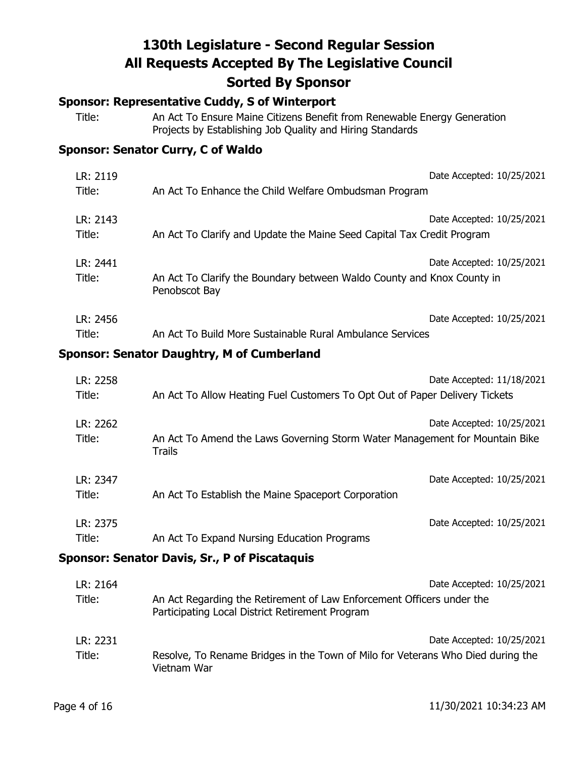# 130th Legislature - Second Regular Session
# All Requests Accepted By The Legislative Council
# Sorted By Sponsor

### Sponsor: Representative Cuddy, S of Winterport

Title: An Act To Ensure Maine Citizens Benefit from Renewable Energy Generation Projects by Establishing Job Quality and Hiring Standards

### Sponsor: Senator Curry, C of Waldo

LR: 2119 — Date Accepted: 10/25/2021
Title: An Act To Enhance the Child Welfare Ombudsman Program

LR: 2143 — Date Accepted: 10/25/2021
Title: An Act To Clarify and Update the Maine Seed Capital Tax Credit Program

LR: 2441 — Date Accepted: 10/25/2021
Title: An Act To Clarify the Boundary between Waldo County and Knox County in Penobscot Bay

LR: 2456 — Date Accepted: 10/25/2021
Title: An Act To Build More Sustainable Rural Ambulance Services

### Sponsor: Senator Daughtry, M of Cumberland

LR: 2258 — Date Accepted: 11/18/2021
Title: An Act To Allow Heating Fuel Customers To Opt Out of Paper Delivery Tickets

LR: 2262 — Date Accepted: 10/25/2021
Title: An Act To Amend the Laws Governing Storm Water Management for Mountain Bike Trails

LR: 2347 — Date Accepted: 10/25/2021
Title: An Act To Establish the Maine Spaceport Corporation

LR: 2375 — Date Accepted: 10/25/2021
Title: An Act To Expand Nursing Education Programs

### Sponsor: Senator Davis, Sr., P of Piscataquis

LR: 2164 — Date Accepted: 10/25/2021
Title: An Act Regarding the Retirement of Law Enforcement Officers under the Participating Local District Retirement Program

LR: 2231 — Date Accepted: 10/25/2021
Title: Resolve, To Rename Bridges in the Town of Milo for Veterans Who Died during the Vietnam War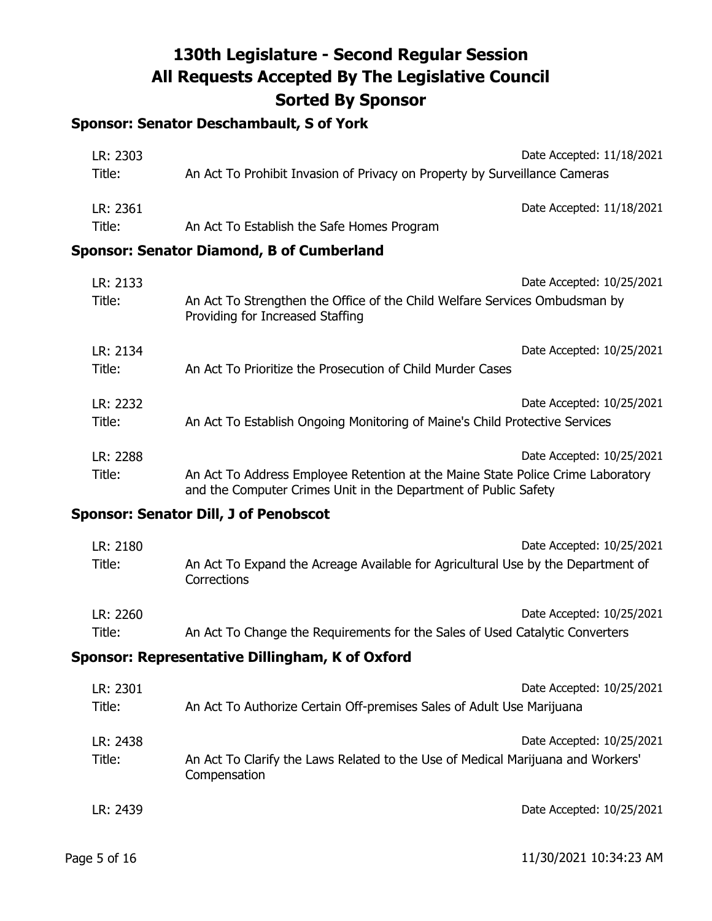# 130th Legislature - Second Regular Session
# All Requests Accepted By The Legislative Council
# Sorted By Sponsor

### Sponsor: Senator Deschambault, S of York

LR: 2303 | Date Accepted: 11/18/2021

Title: An Act To Prohibit Invasion of Privacy on Property by Surveillance Cameras

LR: 2361 | Date Accepted: 11/18/2021

Title: An Act To Establish the Safe Homes Program

### Sponsor: Senator Diamond, B of Cumberland

LR: 2133 | Date Accepted: 10/25/2021

Title: An Act To Strengthen the Office of the Child Welfare Services Ombudsman by Providing for Increased Staffing

LR: 2134 | Date Accepted: 10/25/2021

Title: An Act To Prioritize the Prosecution of Child Murder Cases

LR: 2232 | Date Accepted: 10/25/2021

Title: An Act To Establish Ongoing Monitoring of Maine's Child Protective Services

LR: 2288 | Date Accepted: 10/25/2021

Title: An Act To Address Employee Retention at the Maine State Police Crime Laboratory and the Computer Crimes Unit in the Department of Public Safety

### Sponsor: Senator Dill, J of Penobscot

LR: 2180 | Date Accepted: 10/25/2021

Title: An Act To Expand the Acreage Available for Agricultural Use by the Department of Corrections

LR: 2260 | Date Accepted: 10/25/2021

Title: An Act To Change the Requirements for the Sales of Used Catalytic Converters

### Sponsor: Representative Dillingham, K of Oxford

LR: 2301 | Date Accepted: 10/25/2021

Title: An Act To Authorize Certain Off-premises Sales of Adult Use Marijuana

LR: 2438 | Date Accepted: 10/25/2021

Title: An Act To Clarify the Laws Related to the Use of Medical Marijuana and Workers' Compensation

LR: 2439 | Date Accepted: 10/25/2021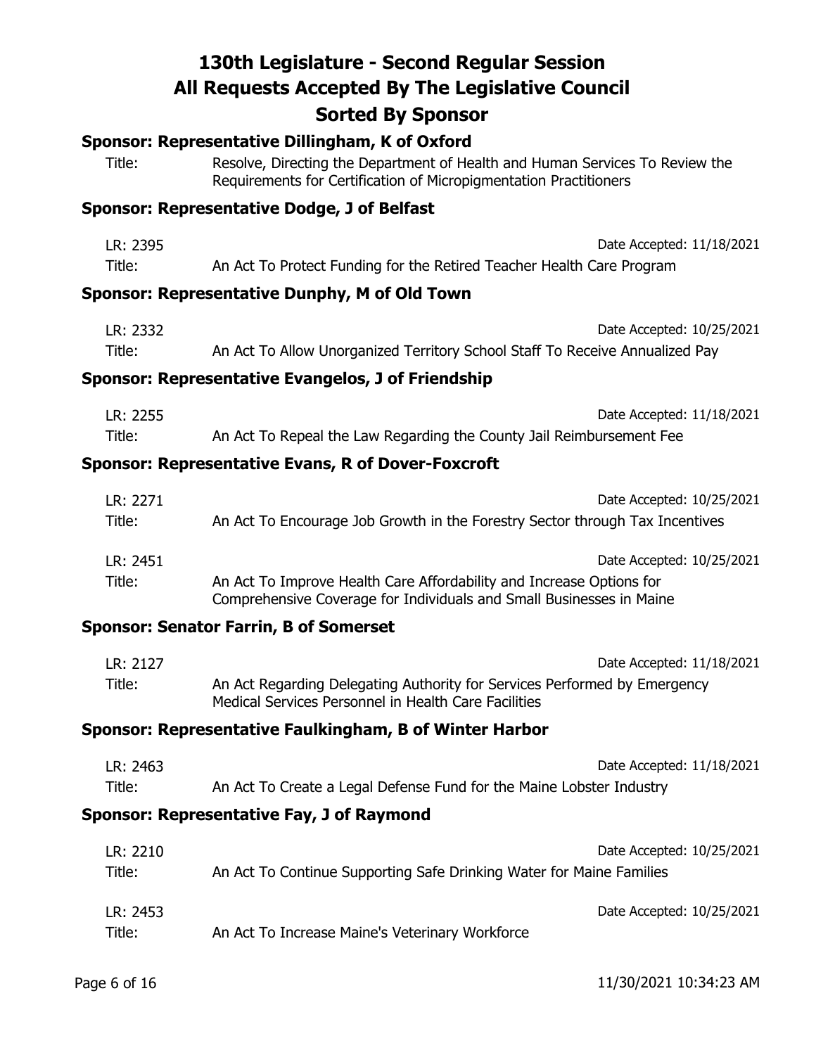# 130th Legislature - Second Regular Session
# All Requests Accepted By The Legislative Council
# Sorted By Sponsor

### Sponsor: Representative Dillingham, K of Oxford

Title: Resolve, Directing the Department of Health and Human Services To Review the Requirements for Certification of Micropigmentation Practitioners

### Sponsor: Representative Dodge, J of Belfast

LR: 2395 — Date Accepted: 11/18/2021
Title: An Act To Protect Funding for the Retired Teacher Health Care Program

### Sponsor: Representative Dunphy, M of Old Town

LR: 2332 — Date Accepted: 10/25/2021
Title: An Act To Allow Unorganized Territory School Staff To Receive Annualized Pay

### Sponsor: Representative Evangelos, J of Friendship

LR: 2255 — Date Accepted: 11/18/2021
Title: An Act To Repeal the Law Regarding the County Jail Reimbursement Fee

### Sponsor: Representative Evans, R of Dover-Foxcroft

LR: 2271 — Date Accepted: 10/25/2021
Title: An Act To Encourage Job Growth in the Forestry Sector through Tax Incentives

LR: 2451 — Date Accepted: 10/25/2021
Title: An Act To Improve Health Care Affordability and Increase Options for Comprehensive Coverage for Individuals and Small Businesses in Maine

### Sponsor: Senator Farrin, B of Somerset

LR: 2127 — Date Accepted: 11/18/2021
Title: An Act Regarding Delegating Authority for Services Performed by Emergency Medical Services Personnel in Health Care Facilities

### Sponsor: Representative Faulkingham, B of Winter Harbor

LR: 2463 — Date Accepted: 11/18/2021
Title: An Act To Create a Legal Defense Fund for the Maine Lobster Industry

### Sponsor: Representative Fay, J of Raymond

LR: 2210 — Date Accepted: 10/25/2021
Title: An Act To Continue Supporting Safe Drinking Water for Maine Families

LR: 2453 — Date Accepted: 10/25/2021
Title: An Act To Increase Maine's Veterinary Workforce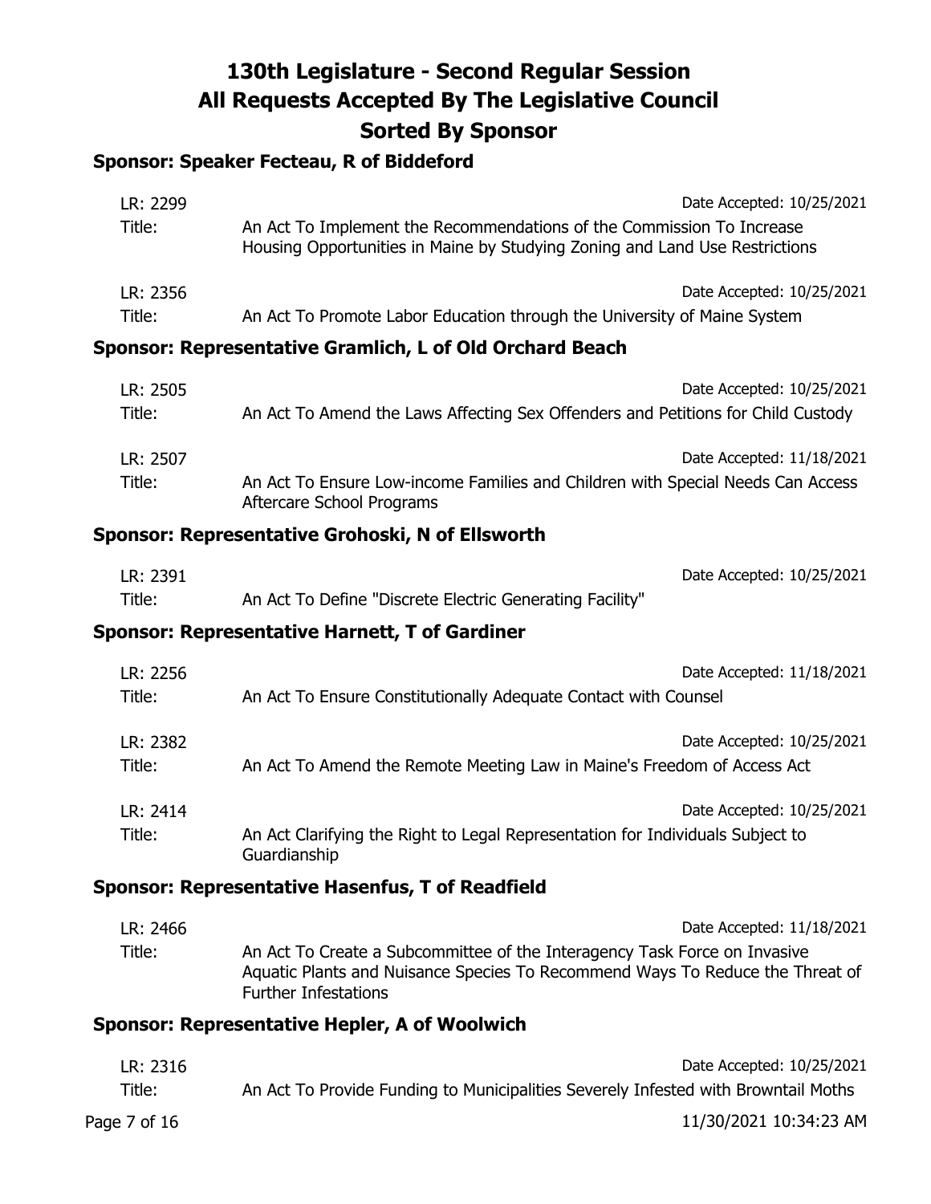# 130th Legislature - Second Regular Session
# All Requests Accepted By The Legislative Council
# Sorted By Sponsor

### Sponsor: Speaker Fecteau, R of Biddeford

LR: 2299 — Date Accepted: 10/25/2021
Title: An Act To Implement the Recommendations of the Commission To Increase Housing Opportunities in Maine by Studying Zoning and Land Use Restrictions

LR: 2356 — Date Accepted: 10/25/2021
Title: An Act To Promote Labor Education through the University of Maine System

### Sponsor: Representative Gramlich, L of Old Orchard Beach

LR: 2505 — Date Accepted: 10/25/2021
Title: An Act To Amend the Laws Affecting Sex Offenders and Petitions for Child Custody

LR: 2507 — Date Accepted: 11/18/2021
Title: An Act To Ensure Low-income Families and Children with Special Needs Can Access Aftercare School Programs

### Sponsor: Representative Grohoski, N of Ellsworth

LR: 2391 — Date Accepted: 10/25/2021
Title: An Act To Define "Discrete Electric Generating Facility"

### Sponsor: Representative Harnett, T of Gardiner

LR: 2256 — Date Accepted: 11/18/2021
Title: An Act To Ensure Constitutionally Adequate Contact with Counsel

LR: 2382 — Date Accepted: 10/25/2021
Title: An Act To Amend the Remote Meeting Law in Maine's Freedom of Access Act

LR: 2414 — Date Accepted: 10/25/2021
Title: An Act Clarifying the Right to Legal Representation for Individuals Subject to Guardianship

### Sponsor: Representative Hasenfus, T of Readfield

LR: 2466 — Date Accepted: 11/18/2021
Title: An Act To Create a Subcommittee of the Interagency Task Force on Invasive Aquatic Plants and Nuisance Species To Recommend Ways To Reduce the Threat of Further Infestations

### Sponsor: Representative Hepler, A of Woolwich

LR: 2316 — Date Accepted: 10/25/2021
Title: An Act To Provide Funding to Municipalities Severely Infested with Browntail Moths

11/30/2021 10:34:23 AM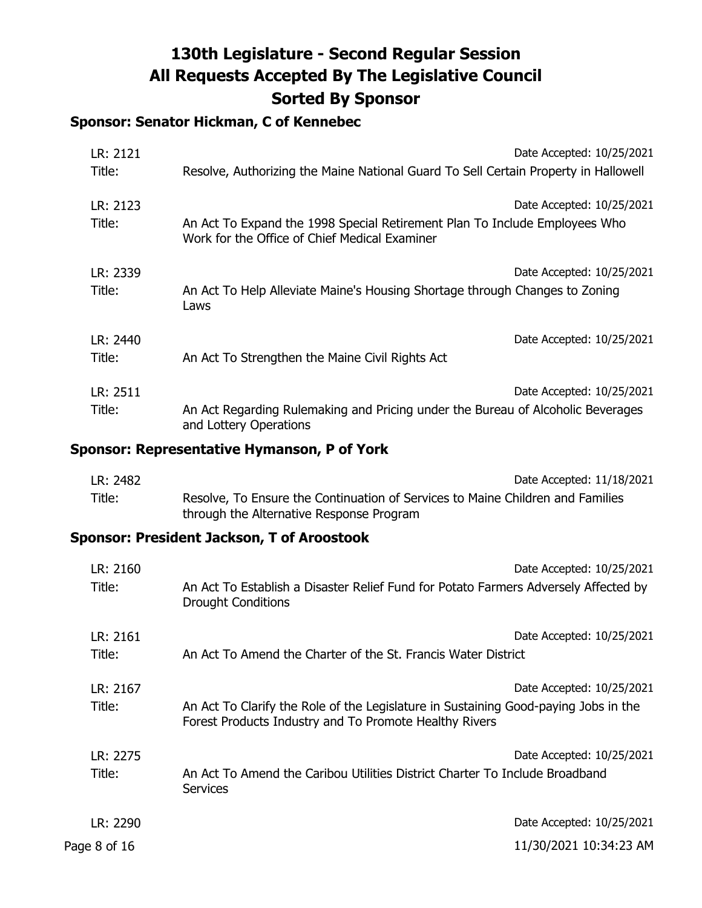# 130th Legislature - Second Regular Session
# All Requests Accepted By The Legislative Council
# Sorted By Sponsor

### Sponsor: Senator Hickman, C of Kennebec

LR: 2121 — Date Accepted: 10/25/2021
Title: Resolve, Authorizing the Maine National Guard To Sell Certain Property in Hallowell

LR: 2123 — Date Accepted: 10/25/2021
Title: An Act To Expand the 1998 Special Retirement Plan To Include Employees Who Work for the Office of Chief Medical Examiner

LR: 2339 — Date Accepted: 10/25/2021
Title: An Act To Help Alleviate Maine's Housing Shortage through Changes to Zoning Laws

LR: 2440 — Date Accepted: 10/25/2021
Title: An Act To Strengthen the Maine Civil Rights Act

LR: 2511 — Date Accepted: 10/25/2021
Title: An Act Regarding Rulemaking and Pricing under the Bureau of Alcoholic Beverages and Lottery Operations

### Sponsor: Representative Hymanson, P of York

LR: 2482 — Date Accepted: 11/18/2021
Title: Resolve, To Ensure the Continuation of Services to Maine Children and Families through the Alternative Response Program

### Sponsor: President Jackson, T of Aroostook

LR: 2160 — Date Accepted: 10/25/2021
Title: An Act To Establish a Disaster Relief Fund for Potato Farmers Adversely Affected by Drought Conditions

LR: 2161 — Date Accepted: 10/25/2021
Title: An Act To Amend the Charter of the St. Francis Water District

LR: 2167 — Date Accepted: 10/25/2021
Title: An Act To Clarify the Role of the Legislature in Sustaining Good-paying Jobs in the Forest Products Industry and To Promote Healthy Rivers

LR: 2275 — Date Accepted: 10/25/2021
Title: An Act To Amend the Caribou Utilities District Charter To Include Broadband Services

LR: 2290 — Date Accepted: 10/25/2021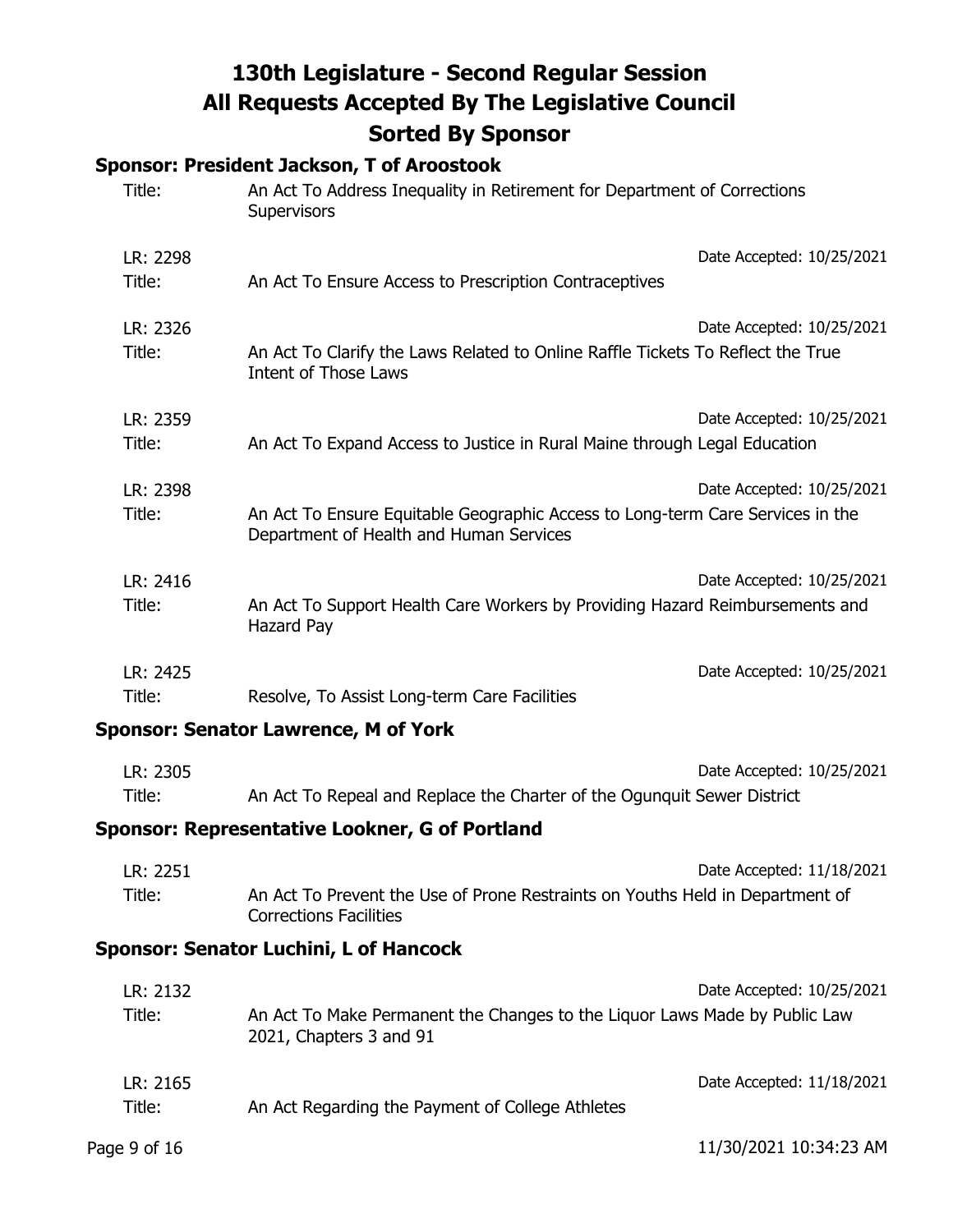# 130th Legislature - Second Regular Session
# All Requests Accepted By The Legislative Council
# Sorted By Sponsor

### Sponsor: President Jackson, T of Aroostook

Title: An Act To Address Inequality in Retirement for Department of Corrections Supervisors

LR: 2298 — Date Accepted: 10/25/2021
Title: An Act To Ensure Access to Prescription Contraceptives

LR: 2326 — Date Accepted: 10/25/2021
Title: An Act To Clarify the Laws Related to Online Raffle Tickets To Reflect the True Intent of Those Laws

LR: 2359 — Date Accepted: 10/25/2021
Title: An Act To Expand Access to Justice in Rural Maine through Legal Education

LR: 2398 — Date Accepted: 10/25/2021
Title: An Act To Ensure Equitable Geographic Access to Long-term Care Services in the Department of Health and Human Services

LR: 2416 — Date Accepted: 10/25/2021
Title: An Act To Support Health Care Workers by Providing Hazard Reimbursements and Hazard Pay

LR: 2425 — Date Accepted: 10/25/2021
Title: Resolve, To Assist Long-term Care Facilities

### Sponsor: Senator Lawrence, M of York

LR: 2305 — Date Accepted: 10/25/2021
Title: An Act To Repeal and Replace the Charter of the Ogunquit Sewer District

### Sponsor: Representative Lookner, G of Portland

LR: 2251 — Date Accepted: 11/18/2021
Title: An Act To Prevent the Use of Prone Restraints on Youths Held in Department of Corrections Facilities

### Sponsor: Senator Luchini, L of Hancock

LR: 2132 — Date Accepted: 10/25/2021
Title: An Act To Make Permanent the Changes to the Liquor Laws Made by Public Law 2021, Chapters 3 and 91

LR: 2165 — Date Accepted: 11/18/2021
Title: An Act Regarding the Payment of College Athletes

11/30/2021 10:34:23 AM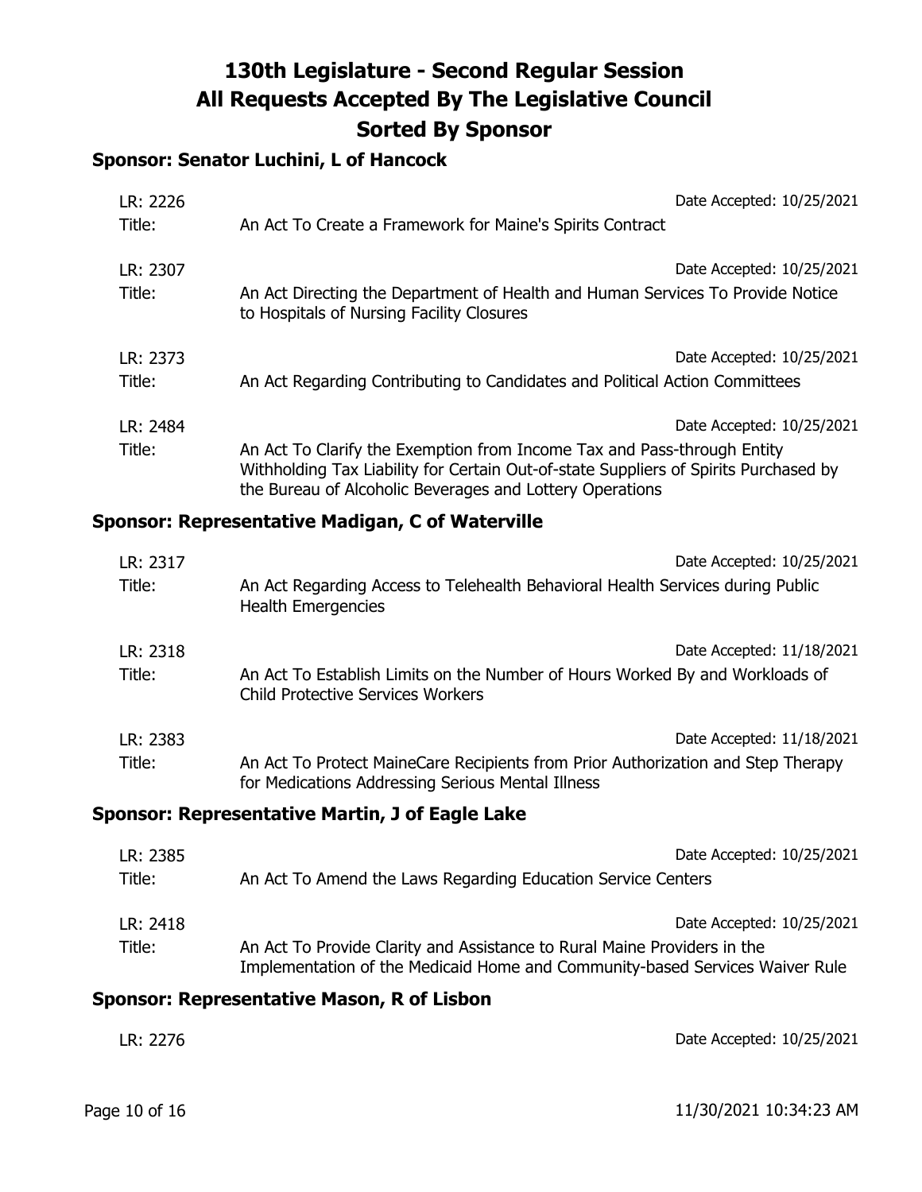# 130th Legislature - Second Regular Session
# All Requests Accepted By The Legislative Council
# Sorted By Sponsor

### Sponsor: Senator Luchini, L of Hancock

LR: 2226 — Date Accepted: 10/25/2021
Title: An Act To Create a Framework for Maine's Spirits Contract

LR: 2307 — Date Accepted: 10/25/2021
Title: An Act Directing the Department of Health and Human Services To Provide Notice to Hospitals of Nursing Facility Closures

LR: 2373 — Date Accepted: 10/25/2021
Title: An Act Regarding Contributing to Candidates and Political Action Committees

LR: 2484 — Date Accepted: 10/25/2021
Title: An Act To Clarify the Exemption from Income Tax and Pass-through Entity Withholding Tax Liability for Certain Out-of-state Suppliers of Spirits Purchased by the Bureau of Alcoholic Beverages and Lottery Operations

### Sponsor: Representative Madigan, C of Waterville

LR: 2317 — Date Accepted: 10/25/2021
Title: An Act Regarding Access to Telehealth Behavioral Health Services during Public Health Emergencies

LR: 2318 — Date Accepted: 11/18/2021
Title: An Act To Establish Limits on the Number of Hours Worked By and Workloads of Child Protective Services Workers

LR: 2383 — Date Accepted: 11/18/2021
Title: An Act To Protect MaineCare Recipients from Prior Authorization and Step Therapy for Medications Addressing Serious Mental Illness

### Sponsor: Representative Martin, J of Eagle Lake

LR: 2385 — Date Accepted: 10/25/2021
Title: An Act To Amend the Laws Regarding Education Service Centers

LR: 2418 — Date Accepted: 10/25/2021
Title: An Act To Provide Clarity and Assistance to Rural Maine Providers in the Implementation of the Medicaid Home and Community-based Services Waiver Rule

### Sponsor: Representative Mason, R of Lisbon

LR: 2276 — Date Accepted: 10/25/2021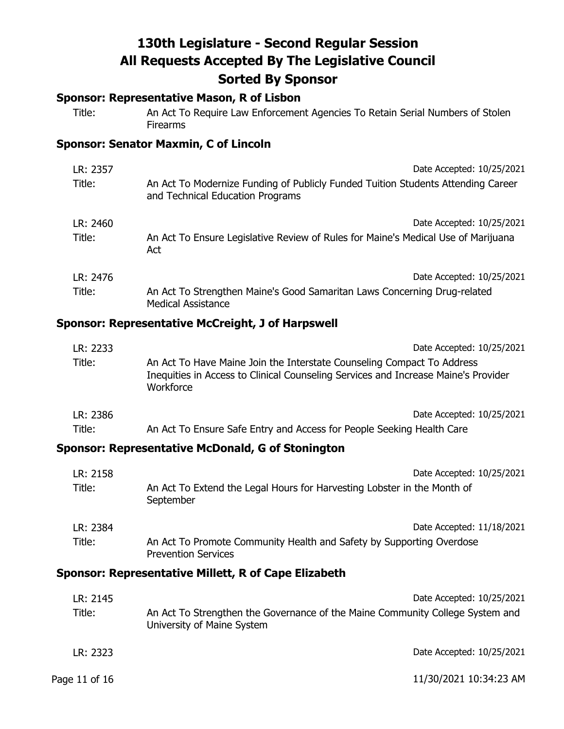# 130th Legislature - Second Regular Session
# All Requests Accepted By The Legislative Council
# Sorted By Sponsor

### Sponsor: Representative Mason, R of Lisbon

Title: An Act To Require Law Enforcement Agencies To Retain Serial Numbers of Stolen Firearms

### Sponsor: Senator Maxmin, C of Lincoln

LR: 2357 — Date Accepted: 10/25/2021

Title: An Act To Modernize Funding of Publicly Funded Tuition Students Attending Career and Technical Education Programs

LR: 2460 — Date Accepted: 10/25/2021

Title: An Act To Ensure Legislative Review of Rules for Maine's Medical Use of Marijuana Act

LR: 2476 — Date Accepted: 10/25/2021

Title: An Act To Strengthen Maine's Good Samaritan Laws Concerning Drug-related Medical Assistance

### Sponsor: Representative McCreight, J of Harpswell

LR: 2233 — Date Accepted: 10/25/2021

Title: An Act To Have Maine Join the Interstate Counseling Compact To Address Inequities in Access to Clinical Counseling Services and Increase Maine's Provider Workforce

LR: 2386 — Date Accepted: 10/25/2021

Title: An Act To Ensure Safe Entry and Access for People Seeking Health Care

### Sponsor: Representative McDonald, G of Stonington

LR: 2158 — Date Accepted: 10/25/2021

Title: An Act To Extend the Legal Hours for Harvesting Lobster in the Month of September

LR: 2384 — Date Accepted: 11/18/2021

Title: An Act To Promote Community Health and Safety by Supporting Overdose Prevention Services

### Sponsor: Representative Millett, R of Cape Elizabeth

LR: 2145 — Date Accepted: 10/25/2021

Title: An Act To Strengthen the Governance of the Maine Community College System and University of Maine System

LR: 2323 — Date Accepted: 10/25/2021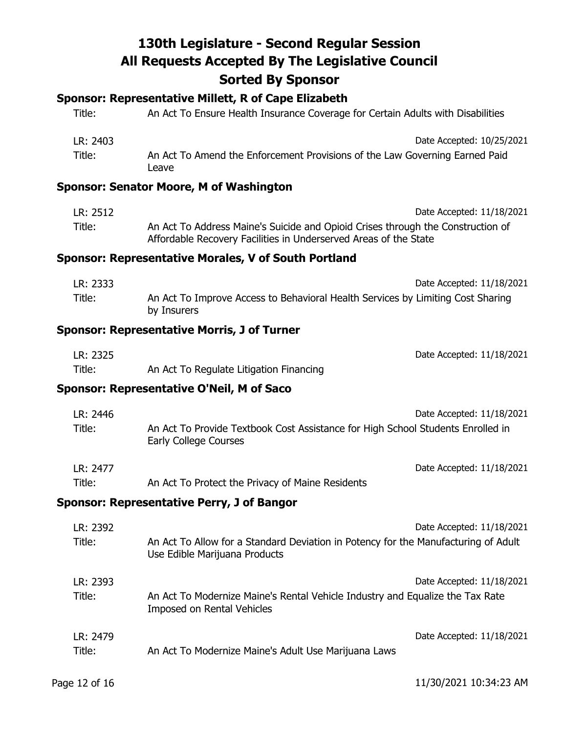# 130th Legislature - Second Regular Session
# All Requests Accepted By The Legislative Council
# Sorted By Sponsor

### Sponsor: Representative Millett, R of Cape Elizabeth

Title: An Act To Ensure Health Insurance Coverage for Certain Adults with Disabilities

LR: 2403 — Date Accepted: 10/25/2021
Title: An Act To Amend the Enforcement Provisions of the Law Governing Earned Paid Leave

### Sponsor: Senator Moore, M of Washington

LR: 2512 — Date Accepted: 11/18/2021
Title: An Act To Address Maine's Suicide and Opioid Crises through the Construction of Affordable Recovery Facilities in Underserved Areas of the State

### Sponsor: Representative Morales, V of South Portland

LR: 2333 — Date Accepted: 11/18/2021
Title: An Act To Improve Access to Behavioral Health Services by Limiting Cost Sharing by Insurers

### Sponsor: Representative Morris, J of Turner

LR: 2325 — Date Accepted: 11/18/2021
Title: An Act To Regulate Litigation Financing

### Sponsor: Representative O'Neil, M of Saco

LR: 2446 — Date Accepted: 11/18/2021
Title: An Act To Provide Textbook Cost Assistance for High School Students Enrolled in Early College Courses

LR: 2477 — Date Accepted: 11/18/2021
Title: An Act To Protect the Privacy of Maine Residents

### Sponsor: Representative Perry, J of Bangor

LR: 2392 — Date Accepted: 11/18/2021
Title: An Act To Allow for a Standard Deviation in Potency for the Manufacturing of Adult Use Edible Marijuana Products

LR: 2393 — Date Accepted: 11/18/2021
Title: An Act To Modernize Maine's Rental Vehicle Industry and Equalize the Tax Rate Imposed on Rental Vehicles

LR: 2479 — Date Accepted: 11/18/2021
Title: An Act To Modernize Maine's Adult Use Marijuana Laws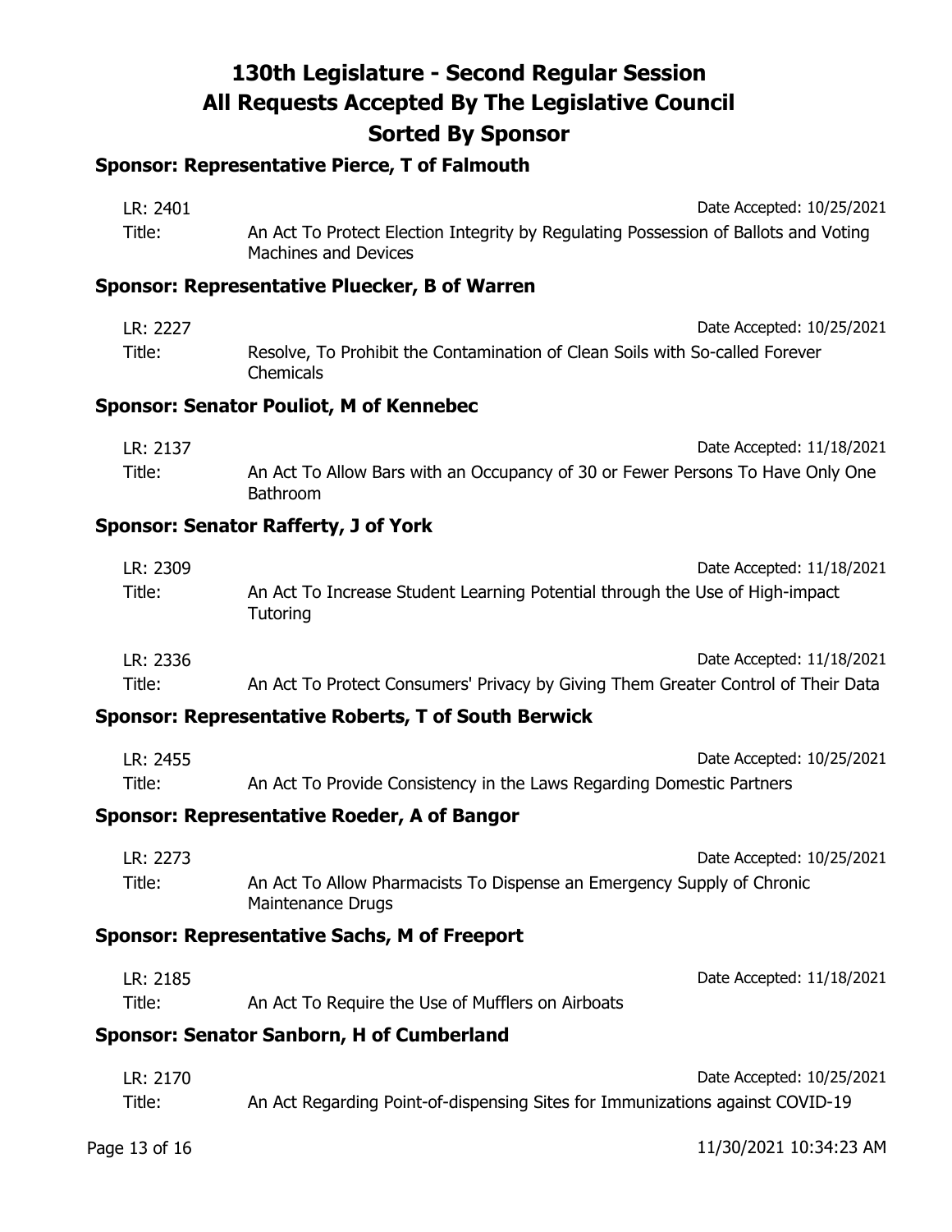# 130th Legislature - Second Regular Session
# All Requests Accepted By The Legislative Council
# Sorted By Sponsor

### Sponsor: Representative Pierce, T of Falmouth

LR: 2401 — Date Accepted: 10/25/2021
Title: An Act To Protect Election Integrity by Regulating Possession of Ballots and Voting Machines and Devices

### Sponsor: Representative Pluecker, B of Warren

LR: 2227 — Date Accepted: 10/25/2021
Title: Resolve, To Prohibit the Contamination of Clean Soils with So-called Forever Chemicals

### Sponsor: Senator Pouliot, M of Kennebec

LR: 2137 — Date Accepted: 11/18/2021
Title: An Act To Allow Bars with an Occupancy of 30 or Fewer Persons To Have Only One Bathroom

### Sponsor: Senator Rafferty, J of York

LR: 2309 — Date Accepted: 11/18/2021
Title: An Act To Increase Student Learning Potential through the Use of High-impact Tutoring

LR: 2336 — Date Accepted: 11/18/2021
Title: An Act To Protect Consumers' Privacy by Giving Them Greater Control of Their Data

### Sponsor: Representative Roberts, T of South Berwick

LR: 2455 — Date Accepted: 10/25/2021
Title: An Act To Provide Consistency in the Laws Regarding Domestic Partners

### Sponsor: Representative Roeder, A of Bangor

LR: 2273 — Date Accepted: 10/25/2021
Title: An Act To Allow Pharmacists To Dispense an Emergency Supply of Chronic Maintenance Drugs

### Sponsor: Representative Sachs, M of Freeport

LR: 2185 — Date Accepted: 11/18/2021
Title: An Act To Require the Use of Mufflers on Airboats

### Sponsor: Senator Sanborn, H of Cumberland

LR: 2170 — Date Accepted: 10/25/2021
Title: An Act Regarding Point-of-dispensing Sites for Immunizations against COVID-19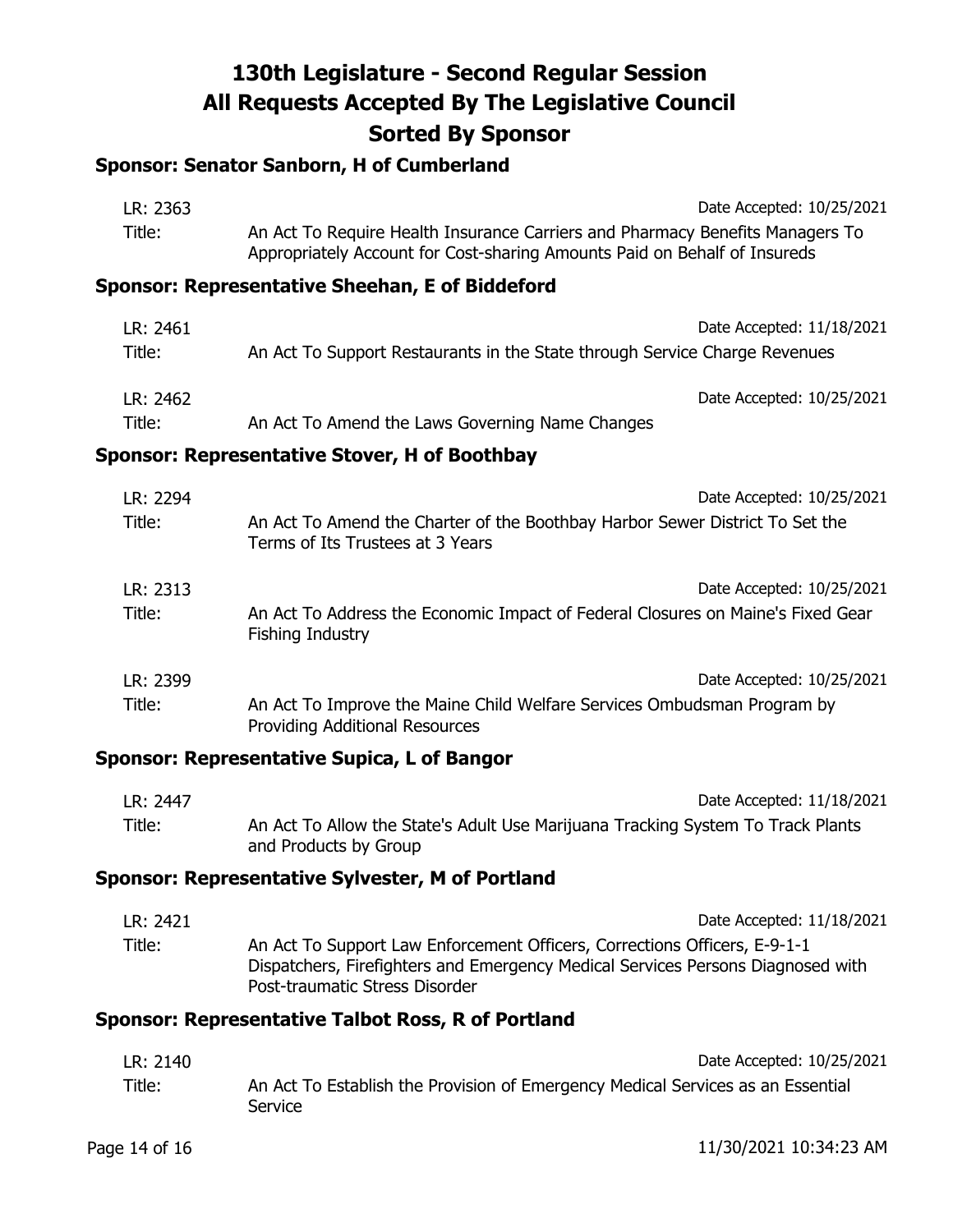# 130th Legislature - Second Regular Session
# All Requests Accepted By The Legislative Council
# Sorted By Sponsor

### Sponsor: Senator Sanborn, H of Cumberland

LR: 2363 — Date Accepted: 10/25/2021

Title: An Act To Require Health Insurance Carriers and Pharmacy Benefits Managers To Appropriately Account for Cost-sharing Amounts Paid on Behalf of Insureds

### Sponsor: Representative Sheehan, E of Biddeford

LR: 2461 — Date Accepted: 11/18/2021

Title: An Act To Support Restaurants in the State through Service Charge Revenues

LR: 2462 — Date Accepted: 10/25/2021

Title: An Act To Amend the Laws Governing Name Changes

### Sponsor: Representative Stover, H of Boothbay

LR: 2294 — Date Accepted: 10/25/2021

Title: An Act To Amend the Charter of the Boothbay Harbor Sewer District To Set the Terms of Its Trustees at 3 Years

LR: 2313 — Date Accepted: 10/25/2021

Title: An Act To Address the Economic Impact of Federal Closures on Maine's Fixed Gear Fishing Industry

LR: 2399 — Date Accepted: 10/25/2021

Title: An Act To Improve the Maine Child Welfare Services Ombudsman Program by Providing Additional Resources

### Sponsor: Representative Supica, L of Bangor

LR: 2447 — Date Accepted: 11/18/2021

Title: An Act To Allow the State's Adult Use Marijuana Tracking System To Track Plants and Products by Group

### Sponsor: Representative Sylvester, M of Portland

LR: 2421 — Date Accepted: 11/18/2021

Title: An Act To Support Law Enforcement Officers, Corrections Officers, E-9-1-1 Dispatchers, Firefighters and Emergency Medical Services Persons Diagnosed with Post-traumatic Stress Disorder

### Sponsor: Representative Talbot Ross, R of Portland

LR: 2140 — Date Accepted: 10/25/2021

Title: An Act To Establish the Provision of Emergency Medical Services as an Essential Service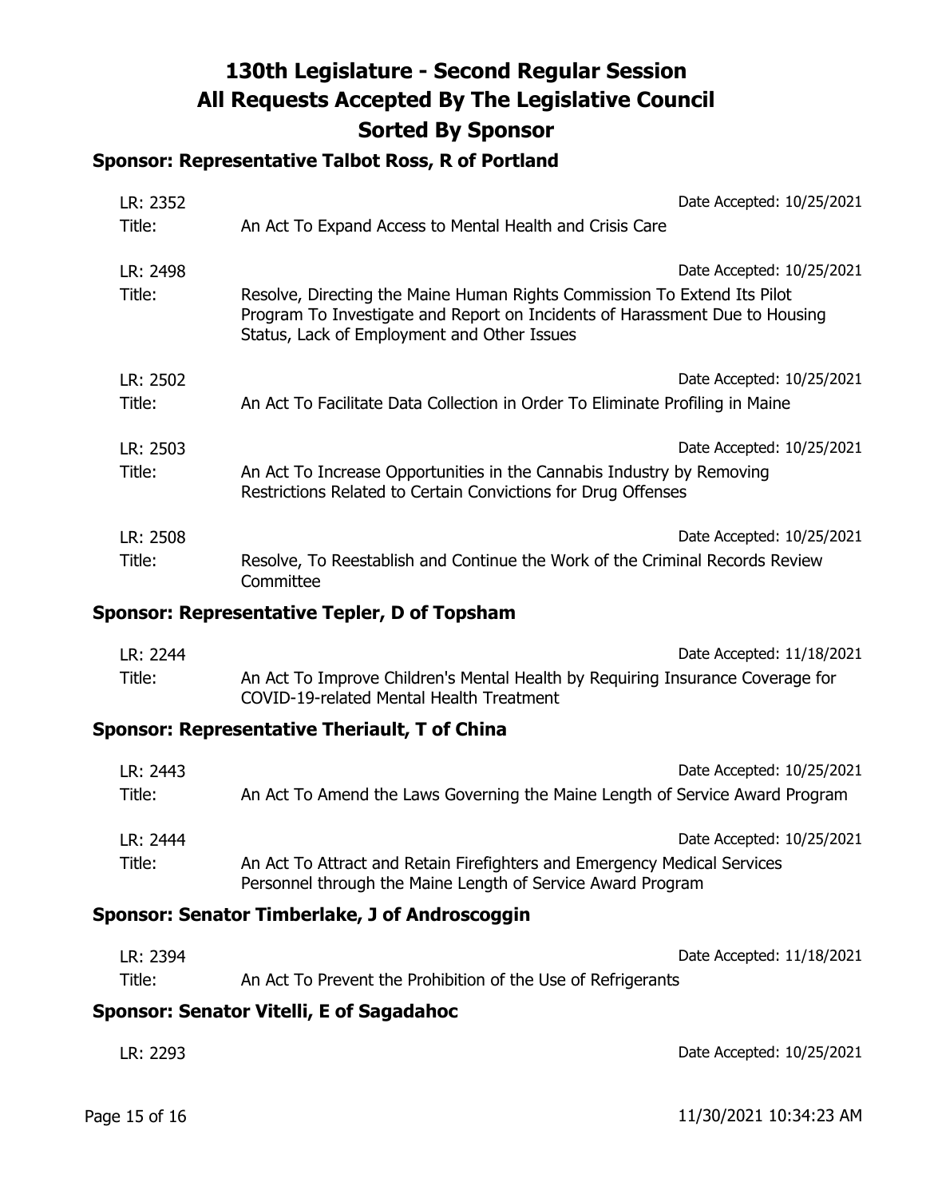# 130th Legislature - Second Regular Session
# All Requests Accepted By The Legislative Council
# Sorted By Sponsor

### Sponsor: Representative Talbot Ross, R of Portland

LR: 2352 — Date Accepted: 10/25/2021
Title: An Act To Expand Access to Mental Health and Crisis Care

LR: 2498 — Date Accepted: 10/25/2021
Title: Resolve, Directing the Maine Human Rights Commission To Extend Its Pilot Program To Investigate and Report on Incidents of Harassment Due to Housing Status, Lack of Employment and Other Issues

LR: 2502 — Date Accepted: 10/25/2021
Title: An Act To Facilitate Data Collection in Order To Eliminate Profiling in Maine

LR: 2503 — Date Accepted: 10/25/2021
Title: An Act To Increase Opportunities in the Cannabis Industry by Removing Restrictions Related to Certain Convictions for Drug Offenses

LR: 2508 — Date Accepted: 10/25/2021
Title: Resolve, To Reestablish and Continue the Work of the Criminal Records Review Committee

### Sponsor: Representative Tepler, D of Topsham

LR: 2244 — Date Accepted: 11/18/2021
Title: An Act To Improve Children's Mental Health by Requiring Insurance Coverage for COVID-19-related Mental Health Treatment

### Sponsor: Representative Theriault, T of China

LR: 2443 — Date Accepted: 10/25/2021
Title: An Act To Amend the Laws Governing the Maine Length of Service Award Program

LR: 2444 — Date Accepted: 10/25/2021
Title: An Act To Attract and Retain Firefighters and Emergency Medical Services Personnel through the Maine Length of Service Award Program

### Sponsor: Senator Timberlake, J of Androscoggin

LR: 2394 — Date Accepted: 11/18/2021
Title: An Act To Prevent the Prohibition of the Use of Refrigerants

### Sponsor: Senator Vitelli, E of Sagadahoc

LR: 2293 — Date Accepted: 10/25/2021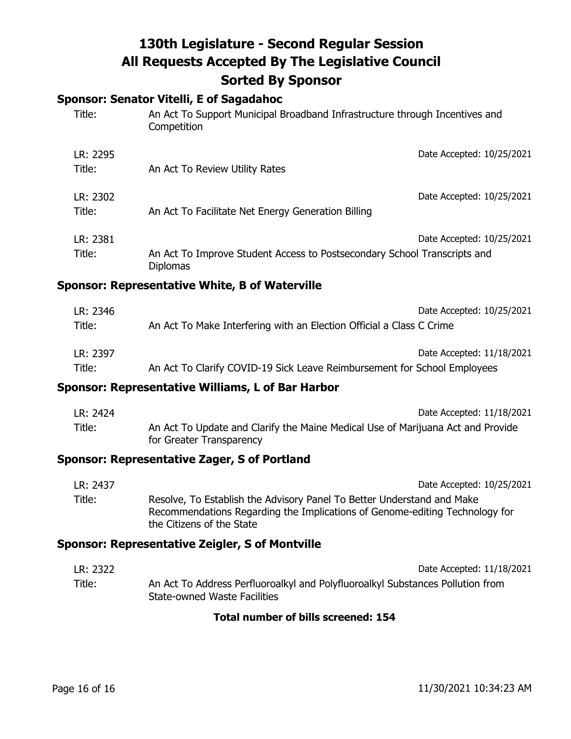# 130th Legislature - Second Regular Session
# All Requests Accepted By The Legislative Council
# Sorted By Sponsor

### Sponsor: Senator Vitelli, E of Sagadahoc

Title: An Act To Support Municipal Broadband Infrastructure through Incentives and Competition

LR: 2295 — Date Accepted: 10/25/2021
Title: An Act To Review Utility Rates

LR: 2302 — Date Accepted: 10/25/2021
Title: An Act To Facilitate Net Energy Generation Billing

LR: 2381 — Date Accepted: 10/25/2021
Title: An Act To Improve Student Access to Postsecondary School Transcripts and Diplomas

### Sponsor: Representative White, B of Waterville

LR: 2346 — Date Accepted: 10/25/2021
Title: An Act To Make Interfering with an Election Official a Class C Crime

LR: 2397 — Date Accepted: 11/18/2021
Title: An Act To Clarify COVID-19 Sick Leave Reimbursement for School Employees

### Sponsor: Representative Williams, L of Bar Harbor

LR: 2424 — Date Accepted: 11/18/2021
Title: An Act To Update and Clarify the Maine Medical Use of Marijuana Act and Provide for Greater Transparency

### Sponsor: Representative Zager, S of Portland

LR: 2437 — Date Accepted: 10/25/2021
Title: Resolve, To Establish the Advisory Panel To Better Understand and Make Recommendations Regarding the Implications of Genome-editing Technology for the Citizens of the State

### Sponsor: Representative Zeigler, S of Montville

LR: 2322 — Date Accepted: 11/18/2021
Title: An Act To Address Perfluoroalkyl and Polyfluoroalkyl Substances Pollution from State-owned Waste Facilities

**Total number of bills screened: 154**